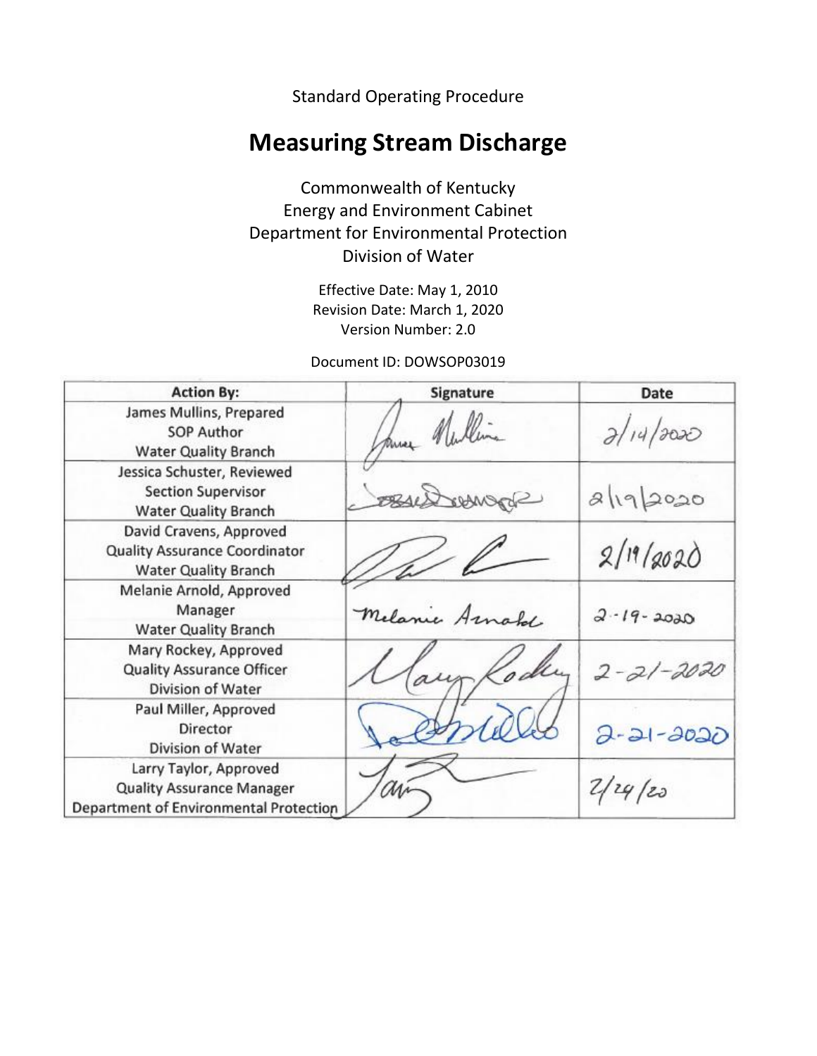Standard Operating Procedure

# Measuring Stream Discharge

Commonwealth of Kentucky
Energy and Environment Cabinet
Department for Environmental Protection
Division of Water

Effective Date: May 1, 2010
Revision Date: March 1, 2020
Version Number: 2.0

Document ID: DOWSOP03019

| Action By: | Signature | Date |
|---|---|---|
| James Mullins, Prepared<br>SOP Author<br>Water Quality Branch | James Mullins | 2/14/2020 |
| Jessica Schuster, Reviewed<br>Section Supervisor<br>Water Quality Branch | Jessica Schuster | 2/19/2020 |
| David Cravens, Approved<br>Quality Assurance Coordinator<br>Water Quality Branch | David Cravens | 2/19/2020 |
| Melanie Arnold, Approved<br>Manager<br>Water Quality Branch | Melanie Arnold | 2-19-2020 |
| Mary Rockey, Approved<br>Quality Assurance Officer<br>Division of Water | Mary Rockey | 2-21-2020 |
| Paul Miller, Approved<br>Director<br>Division of Water | Paul Miller | 2-21-2020 |
| Larry Taylor, Approved<br>Quality Assurance Manager<br>Department of Environmental Protection | Larry Taylor | 2/24/20 |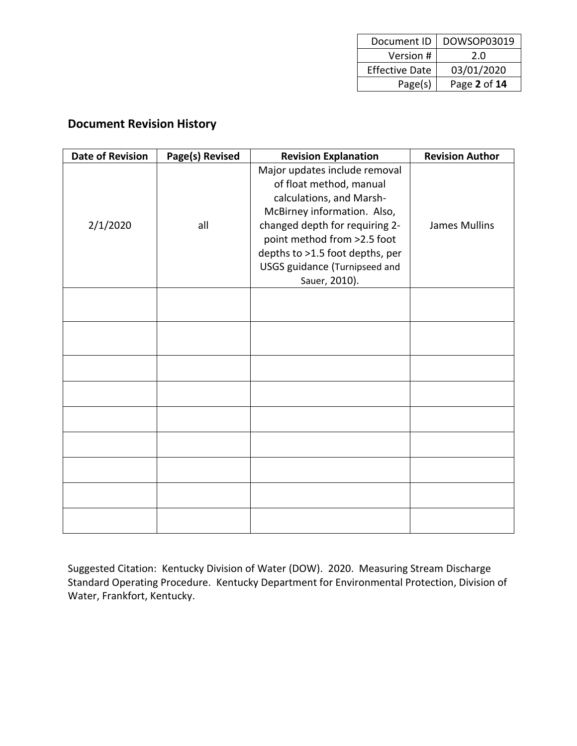## Document Revision History

| Date of Revision | Page(s) Revised | Revision Explanation | Revision Author |
|---|---|---|---|
| 2/1/2020 | all | Major updates include removal of float method, manual calculations, and Marsh-McBirney information. Also, changed depth for requiring 2-point method from >2.5 foot depths to >1.5 foot depths, per USGS guidance (Turnipseed and Sauer, 2010). | James Mullins |
| | | | |
| | | | |
| | | | |
| | | | |
| | | | |
| | | | |
| | | | |
| | | | |
| | | | |

Suggested Citation: Kentucky Division of Water (DOW). 2020. Measuring Stream Discharge Standard Operating Procedure. Kentucky Department for Environmental Protection, Division of Water, Frankfort, Kentucky.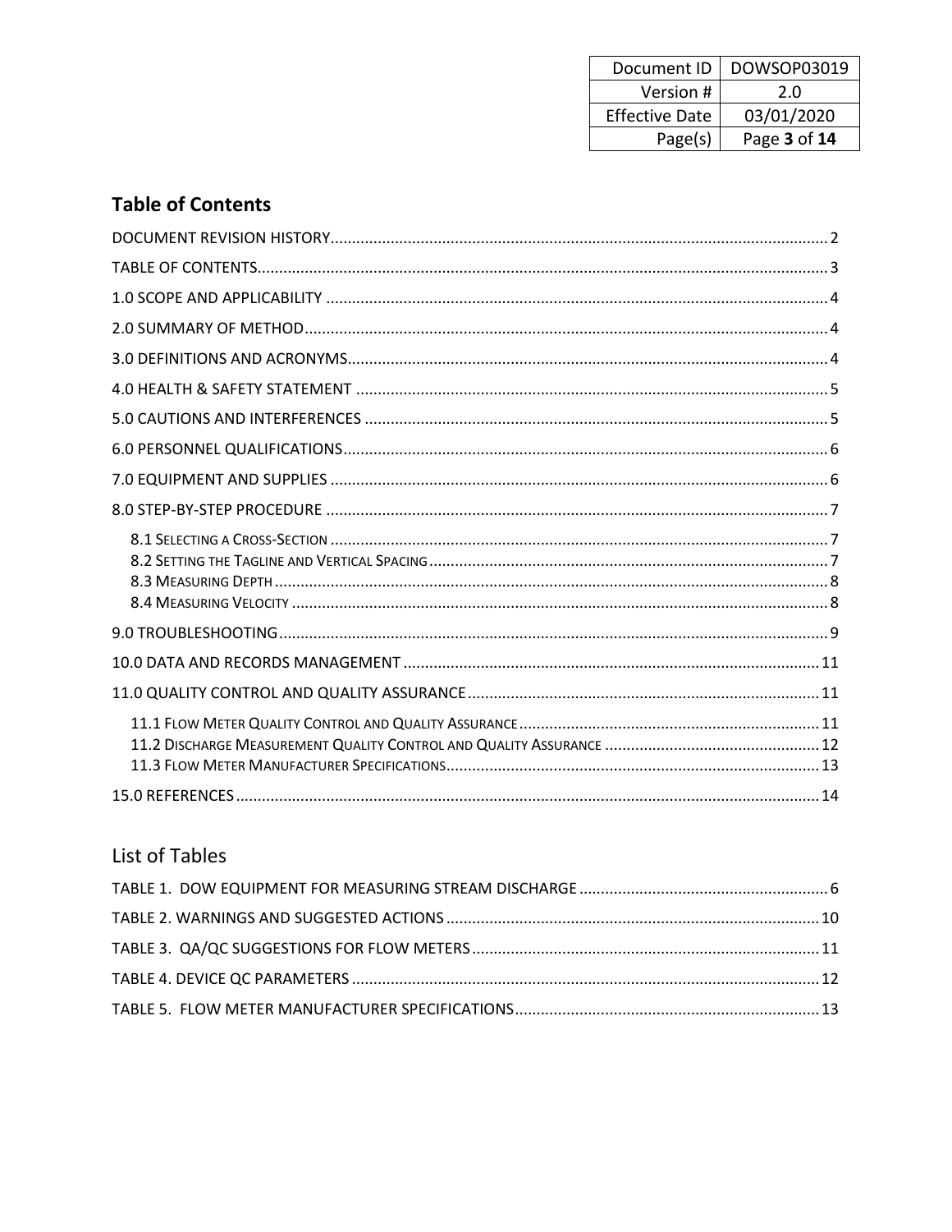## Table of Contents

DOCUMENT REVISION HISTORY ........ 2

TABLE OF CONTENTS ........ 3

1.0 SCOPE AND APPLICABILITY ........ 4

2.0 SUMMARY OF METHOD ........ 4

3.0 DEFINITIONS AND ACRONYMS ........ 4

4.0 HEALTH & SAFETY STATEMENT ........ 5

5.0 CAUTIONS AND INTERFERENCES ........ 5

6.0 PERSONNEL QUALIFICATIONS ........ 6

7.0 EQUIPMENT AND SUPPLIES ........ 6

8.0 STEP-BY-STEP PROCEDURE ........ 7

- 8.1 SELECTING A CROSS-SECTION ........ 7
- 8.2 SETTING THE TAGLINE AND VERTICAL SPACING ........ 7
- 8.3 MEASURING DEPTH ........ 8
- 8.4 MEASURING VELOCITY ........ 8

9.0 TROUBLESHOOTING ........ 9

10.0 DATA AND RECORDS MANAGEMENT ........ 11

11.0 QUALITY CONTROL AND QUALITY ASSURANCE ........ 11

- 11.1 FLOW METER QUALITY CONTROL AND QUALITY ASSURANCE ........ 11
- 11.2 DISCHARGE MEASUREMENT QUALITY CONTROL AND QUALITY ASSURANCE ........ 12
- 11.3 FLOW METER MANUFACTURER SPECIFICATIONS ........ 13

15.0 REFERENCES ........ 14

## List of Tables

TABLE 1. DOW EQUIPMENT FOR MEASURING STREAM DISCHARGE ........ 6

TABLE 2. WARNINGS AND SUGGESTED ACTIONS ........ 10

TABLE 3. QA/QC SUGGESTIONS FOR FLOW METERS ........ 11

TABLE 4. DEVICE QC PARAMETERS ........ 12

TABLE 5. FLOW METER MANUFACTURER SPECIFICATIONS ........ 13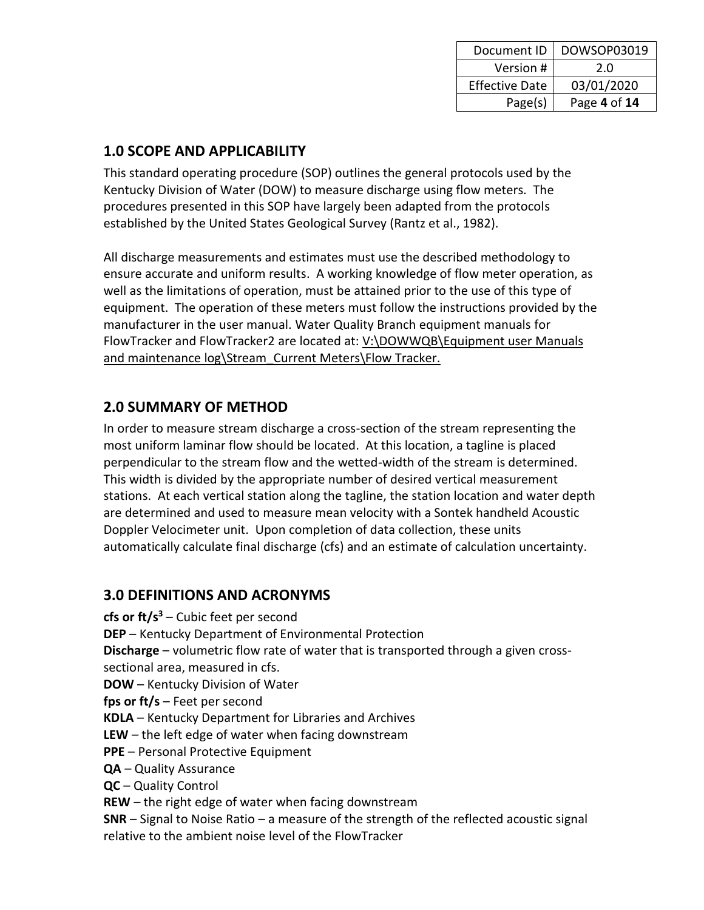## 1.0 SCOPE AND APPLICABILITY

This standard operating procedure (SOP) outlines the general protocols used by the Kentucky Division of Water (DOW) to measure discharge using flow meters. The procedures presented in this SOP have largely been adapted from the protocols established by the United States Geological Survey (Rantz et al., 1982).

All discharge measurements and estimates must use the described methodology to ensure accurate and uniform results. A working knowledge of flow meter operation, as well as the limitations of operation, must be attained prior to the use of this type of equipment. The operation of these meters must follow the instructions provided by the manufacturer in the user manual. Water Quality Branch equipment manuals for FlowTracker and FlowTracker2 are located at: V:\DOWWQB\Equipment user Manuals and maintenance log\Stream_Current Meters\Flow Tracker.

## 2.0 SUMMARY OF METHOD

In order to measure stream discharge a cross-section of the stream representing the most uniform laminar flow should be located. At this location, a tagline is placed perpendicular to the stream flow and the wetted-width of the stream is determined. This width is divided by the appropriate number of desired vertical measurement stations. At each vertical station along the tagline, the station location and water depth are determined and used to measure mean velocity with a Sontek handheld Acoustic Doppler Velocimeter unit. Upon completion of data collection, these units automatically calculate final discharge (cfs) and an estimate of calculation uncertainty.

## 3.0 DEFINITIONS AND ACRONYMS

**cfs or ft/s$^3$** – Cubic feet per second
**DEP** – Kentucky Department of Environmental Protection
**Discharge** – volumetric flow rate of water that is transported through a given cross-sectional area, measured in cfs.
**DOW** – Kentucky Division of Water
**fps or ft/s** – Feet per second
**KDLA** – Kentucky Department for Libraries and Archives
**LEW** – the left edge of water when facing downstream
**PPE** – Personal Protective Equipment
**QA** – Quality Assurance
**QC** – Quality Control
**REW** – the right edge of water when facing downstream
**SNR** – Signal to Noise Ratio – a measure of the strength of the reflected acoustic signal relative to the ambient noise level of the FlowTracker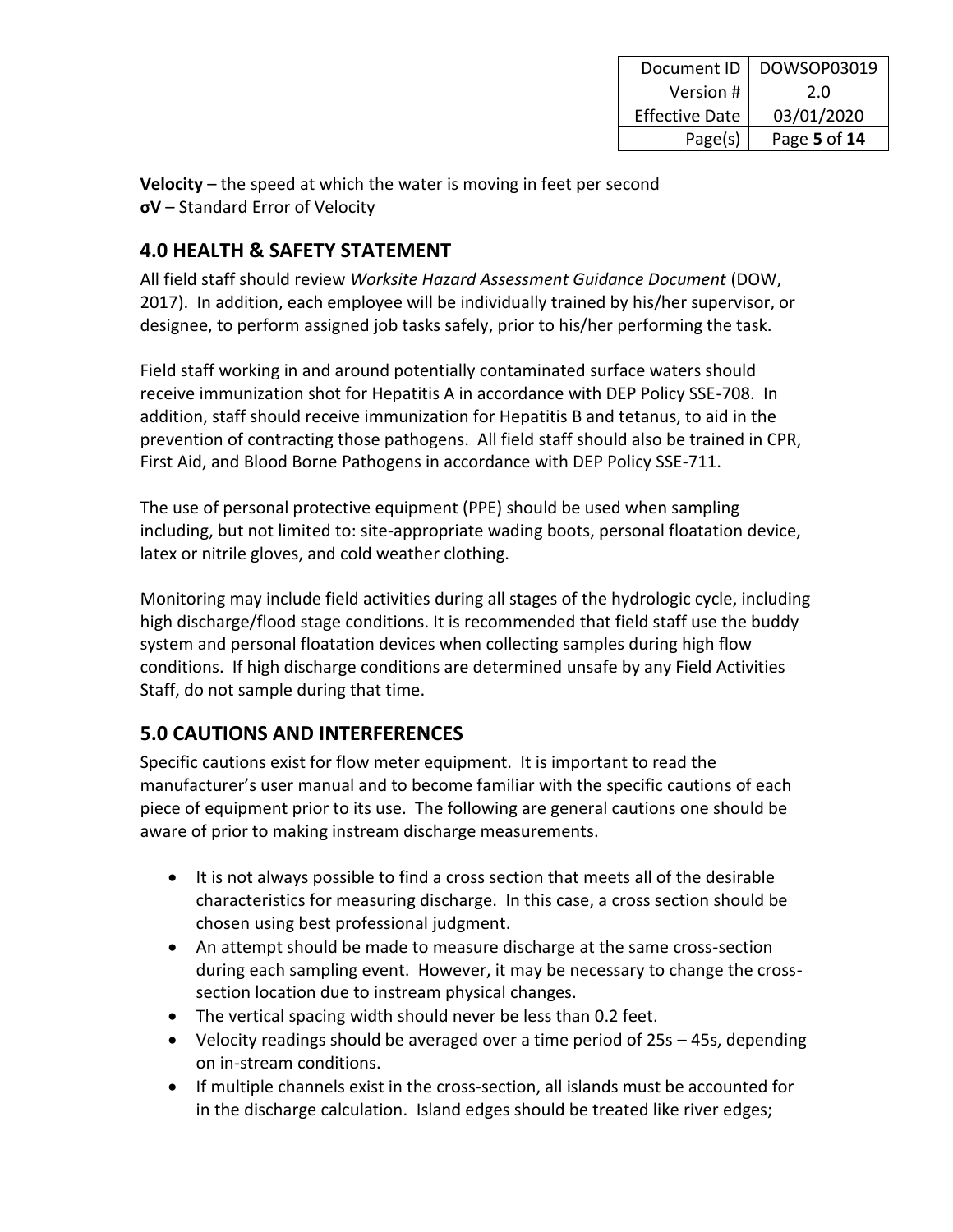**Velocity** – the speed at which the water is moving in feet per second
**σV** – Standard Error of Velocity

## 4.0 HEALTH & SAFETY STATEMENT

All field staff should review *Worksite Hazard Assessment Guidance Document* (DOW, 2017). In addition, each employee will be individually trained by his/her supervisor, or designee, to perform assigned job tasks safely, prior to his/her performing the task.

Field staff working in and around potentially contaminated surface waters should receive immunization shot for Hepatitis A in accordance with DEP Policy SSE-708. In addition, staff should receive immunization for Hepatitis B and tetanus, to aid in the prevention of contracting those pathogens. All field staff should also be trained in CPR, First Aid, and Blood Borne Pathogens in accordance with DEP Policy SSE-711.

The use of personal protective equipment (PPE) should be used when sampling including, but not limited to: site-appropriate wading boots, personal floatation device, latex or nitrile gloves, and cold weather clothing.

Monitoring may include field activities during all stages of the hydrologic cycle, including high discharge/flood stage conditions. It is recommended that field staff use the buddy system and personal floatation devices when collecting samples during high flow conditions. If high discharge conditions are determined unsafe by any Field Activities Staff, do not sample during that time.

## 5.0 CAUTIONS AND INTERFERENCES

Specific cautions exist for flow meter equipment. It is important to read the manufacturer's user manual and to become familiar with the specific cautions of each piece of equipment prior to its use. The following are general cautions one should be aware of prior to making instream discharge measurements.

- It is not always possible to find a cross section that meets all of the desirable characteristics for measuring discharge. In this case, a cross section should be chosen using best professional judgment.
- An attempt should be made to measure discharge at the same cross-section during each sampling event. However, it may be necessary to change the cross-section location due to instream physical changes.
- The vertical spacing width should never be less than 0.2 feet.
- Velocity readings should be averaged over a time period of 25s – 45s, depending on in-stream conditions.
- If multiple channels exist in the cross-section, all islands must be accounted for in the discharge calculation. Island edges should be treated like river edges;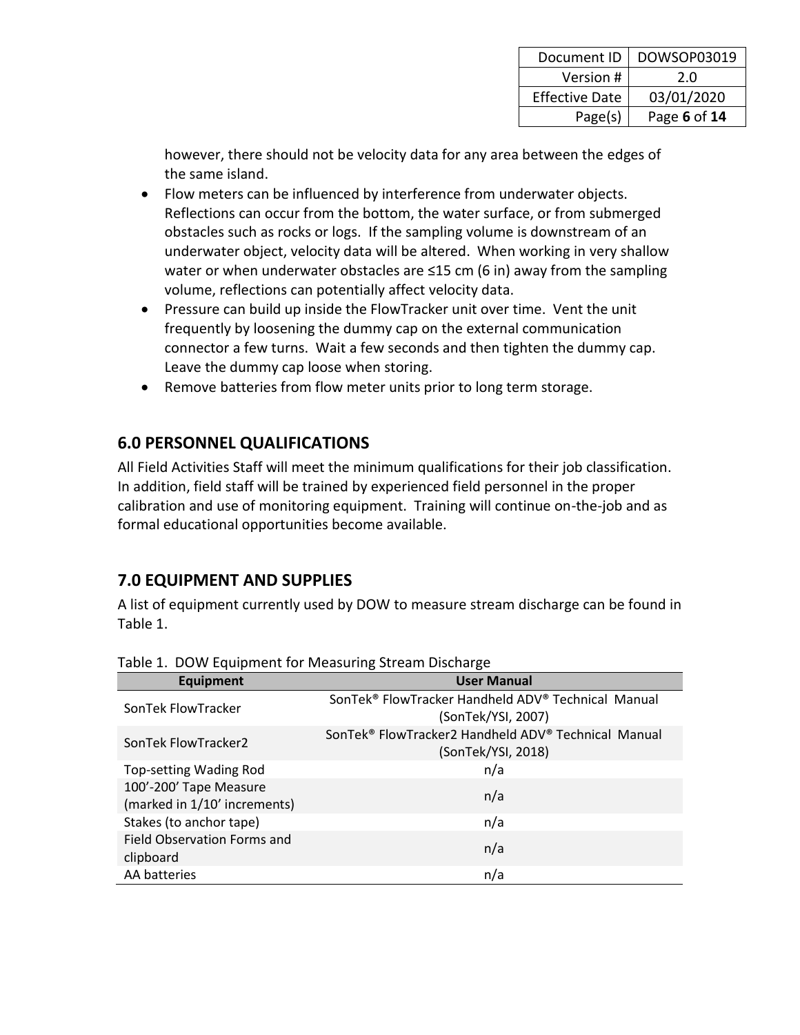however, there should not be velocity data for any area between the edges of the same island.

- Flow meters can be influenced by interference from underwater objects. Reflections can occur from the bottom, the water surface, or from submerged obstacles such as rocks or logs. If the sampling volume is downstream of an underwater object, velocity data will be altered. When working in very shallow water or when underwater obstacles are ≤15 cm (6 in) away from the sampling volume, reflections can potentially affect velocity data.
- Pressure can build up inside the FlowTracker unit over time. Vent the unit frequently by loosening the dummy cap on the external communication connector a few turns. Wait a few seconds and then tighten the dummy cap. Leave the dummy cap loose when storing.
- Remove batteries from flow meter units prior to long term storage.

## 6.0 PERSONNEL QUALIFICATIONS

All Field Activities Staff will meet the minimum qualifications for their job classification. In addition, field staff will be trained by experienced field personnel in the proper calibration and use of monitoring equipment. Training will continue on-the-job and as formal educational opportunities become available.

## 7.0 EQUIPMENT AND SUPPLIES

A list of equipment currently used by DOW to measure stream discharge can be found in Table 1.

Table 1. DOW Equipment for Measuring Stream Discharge

| Equipment | User Manual |
|---|---|
| SonTek FlowTracker | SonTek® FlowTracker Handheld ADV® Technical Manual (SonTek/YSI, 2007) |
| SonTek FlowTracker2 | SonTek® FlowTracker2 Handheld ADV® Technical Manual (SonTek/YSI, 2018) |
| Top-setting Wading Rod | n/a |
| 100'-200' Tape Measure (marked in 1/10' increments) | n/a |
| Stakes (to anchor tape) | n/a |
| Field Observation Forms and clipboard | n/a |
| AA batteries | n/a |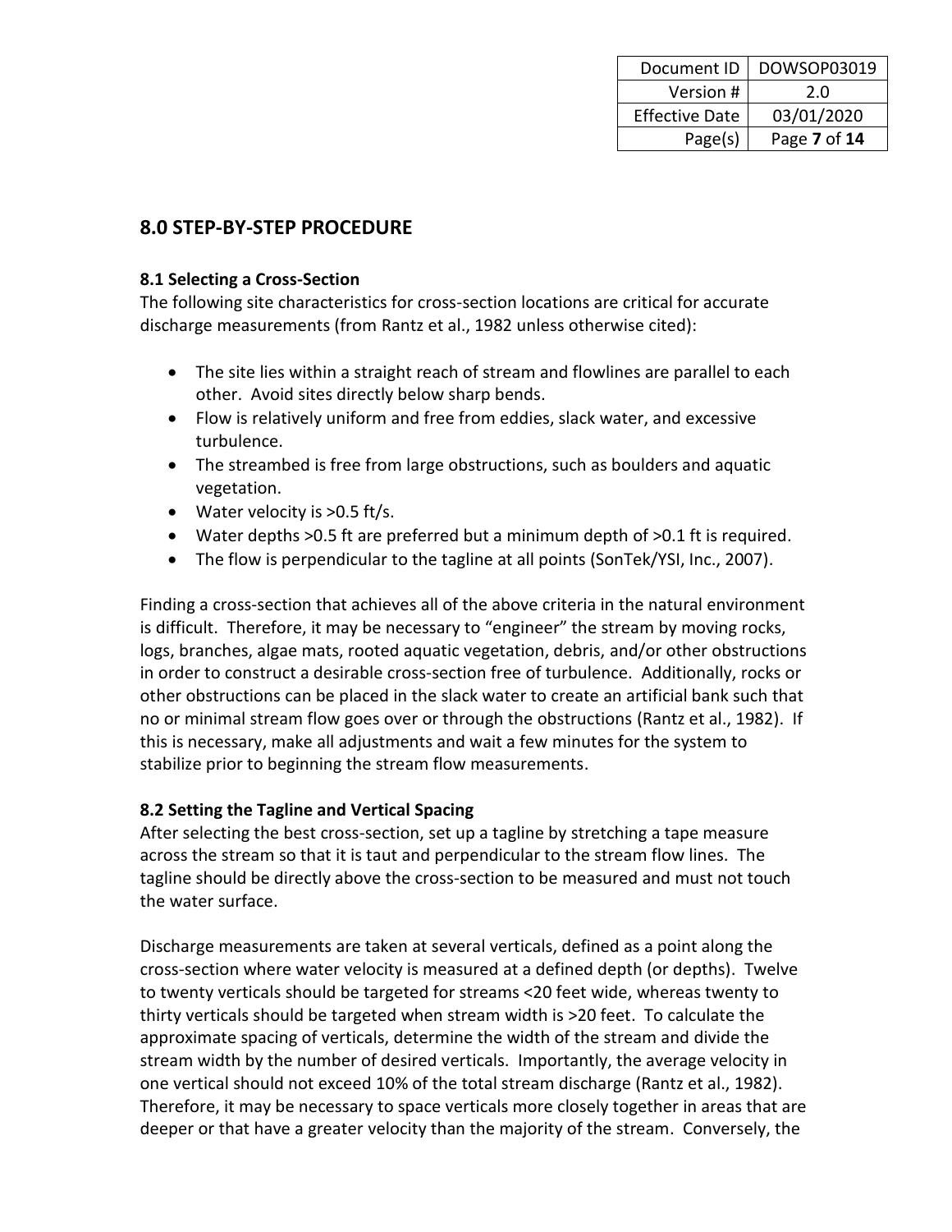## 8.0 STEP-BY-STEP PROCEDURE

### 8.1 Selecting a Cross-Section

The following site characteristics for cross-section locations are critical for accurate discharge measurements (from Rantz et al., 1982 unless otherwise cited):

- The site lies within a straight reach of stream and flowlines are parallel to each other. Avoid sites directly below sharp bends.
- Flow is relatively uniform and free from eddies, slack water, and excessive turbulence.
- The streambed is free from large obstructions, such as boulders and aquatic vegetation.
- Water velocity is >0.5 ft/s.
- Water depths >0.5 ft are preferred but a minimum depth of >0.1 ft is required.
- The flow is perpendicular to the tagline at all points (SonTek/YSI, Inc., 2007).

Finding a cross-section that achieves all of the above criteria in the natural environment is difficult. Therefore, it may be necessary to "engineer" the stream by moving rocks, logs, branches, algae mats, rooted aquatic vegetation, debris, and/or other obstructions in order to construct a desirable cross-section free of turbulence. Additionally, rocks or other obstructions can be placed in the slack water to create an artificial bank such that no or minimal stream flow goes over or through the obstructions (Rantz et al., 1982). If this is necessary, make all adjustments and wait a few minutes for the system to stabilize prior to beginning the stream flow measurements.

### 8.2 Setting the Tagline and Vertical Spacing

After selecting the best cross-section, set up a tagline by stretching a tape measure across the stream so that it is taut and perpendicular to the stream flow lines. The tagline should be directly above the cross-section to be measured and must not touch the water surface.

Discharge measurements are taken at several verticals, defined as a point along the cross-section where water velocity is measured at a defined depth (or depths). Twelve to twenty verticals should be targeted for streams <20 feet wide, whereas twenty to thirty verticals should be targeted when stream width is >20 feet. To calculate the approximate spacing of verticals, determine the width of the stream and divide the stream width by the number of desired verticals. Importantly, the average velocity in one vertical should not exceed 10% of the total stream discharge (Rantz et al., 1982). Therefore, it may be necessary to space verticals more closely together in areas that are deeper or that have a greater velocity than the majority of the stream. Conversely, the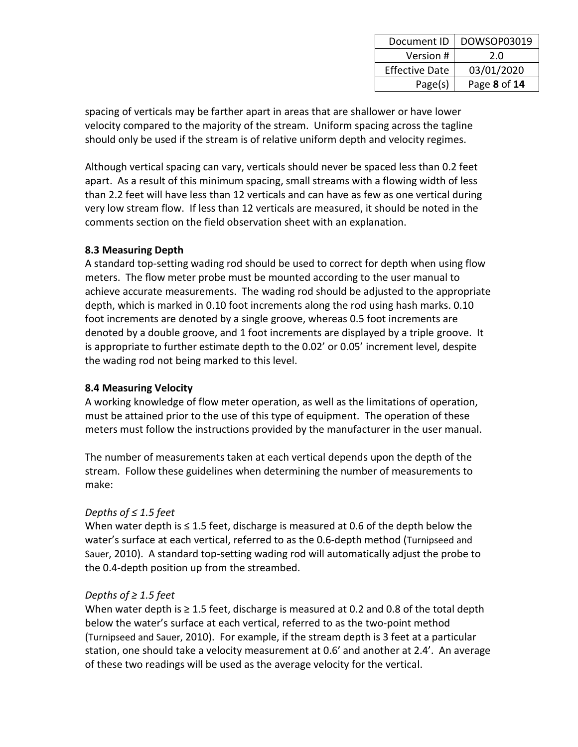spacing of verticals may be farther apart in areas that are shallower or have lower velocity compared to the majority of the stream. Uniform spacing across the tagline should only be used if the stream is of relative uniform depth and velocity regimes.

Although vertical spacing can vary, verticals should never be spaced less than 0.2 feet apart. As a result of this minimum spacing, small streams with a flowing width of less than 2.2 feet will have less than 12 verticals and can have as few as one vertical during very low stream flow. If less than 12 verticals are measured, it should be noted in the comments section on the field observation sheet with an explanation.

**8.3 Measuring Depth**

A standard top-setting wading rod should be used to correct for depth when using flow meters. The flow meter probe must be mounted according to the user manual to achieve accurate measurements. The wading rod should be adjusted to the appropriate depth, which is marked in 0.10 foot increments along the rod using hash marks. 0.10 foot increments are denoted by a single groove, whereas 0.5 foot increments are denoted by a double groove, and 1 foot increments are displayed by a triple groove. It is appropriate to further estimate depth to the 0.02' or 0.05' increment level, despite the wading rod not being marked to this level.

**8.4 Measuring Velocity**

A working knowledge of flow meter operation, as well as the limitations of operation, must be attained prior to the use of this type of equipment. The operation of these meters must follow the instructions provided by the manufacturer in the user manual.

The number of measurements taken at each vertical depends upon the depth of the stream. Follow these guidelines when determining the number of measurements to make:

*Depths of ≤ 1.5 feet*

When water depth is ≤ 1.5 feet, discharge is measured at 0.6 of the depth below the water's surface at each vertical, referred to as the 0.6-depth method (Turnipseed and Sauer, 2010). A standard top-setting wading rod will automatically adjust the probe to the 0.4-depth position up from the streambed.

*Depths of ≥ 1.5 feet*

When water depth is ≥ 1.5 feet, discharge is measured at 0.2 and 0.8 of the total depth below the water's surface at each vertical, referred to as the two-point method (Turnipseed and Sauer, 2010). For example, if the stream depth is 3 feet at a particular station, one should take a velocity measurement at 0.6' and another at 2.4'. An average of these two readings will be used as the average velocity for the vertical.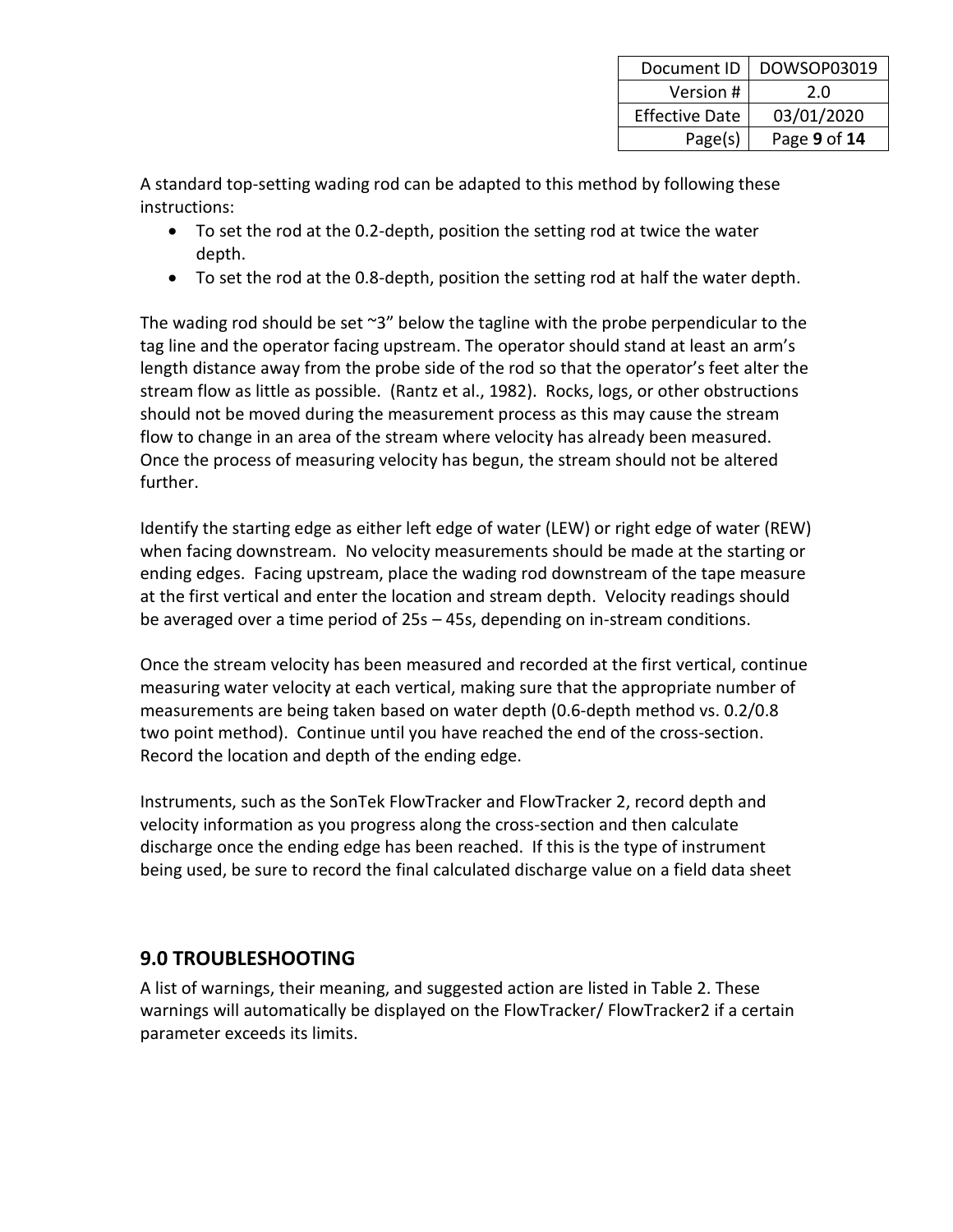A standard top-setting wading rod can be adapted to this method by following these instructions:

- To set the rod at the 0.2-depth, position the setting rod at twice the water depth.
- To set the rod at the 0.8-depth, position the setting rod at half the water depth.

The wading rod should be set ~3" below the tagline with the probe perpendicular to the tag line and the operator facing upstream. The operator should stand at least an arm's length distance away from the probe side of the rod so that the operator's feet alter the stream flow as little as possible. (Rantz et al., 1982). Rocks, logs, or other obstructions should not be moved during the measurement process as this may cause the stream flow to change in an area of the stream where velocity has already been measured. Once the process of measuring velocity has begun, the stream should not be altered further.

Identify the starting edge as either left edge of water (LEW) or right edge of water (REW) when facing downstream. No velocity measurements should be made at the starting or ending edges. Facing upstream, place the wading rod downstream of the tape measure at the first vertical and enter the location and stream depth. Velocity readings should be averaged over a time period of 25s – 45s, depending on in-stream conditions.

Once the stream velocity has been measured and recorded at the first vertical, continue measuring water velocity at each vertical, making sure that the appropriate number of measurements are being taken based on water depth (0.6-depth method vs. 0.2/0.8 two point method). Continue until you have reached the end of the cross-section. Record the location and depth of the ending edge.

Instruments, such as the SonTek FlowTracker and FlowTracker 2, record depth and velocity information as you progress along the cross-section and then calculate discharge once the ending edge has been reached. If this is the type of instrument being used, be sure to record the final calculated discharge value on a field data sheet

## 9.0 TROUBLESHOOTING

A list of warnings, their meaning, and suggested action are listed in Table 2. These warnings will automatically be displayed on the FlowTracker/ FlowTracker2 if a certain parameter exceeds its limits.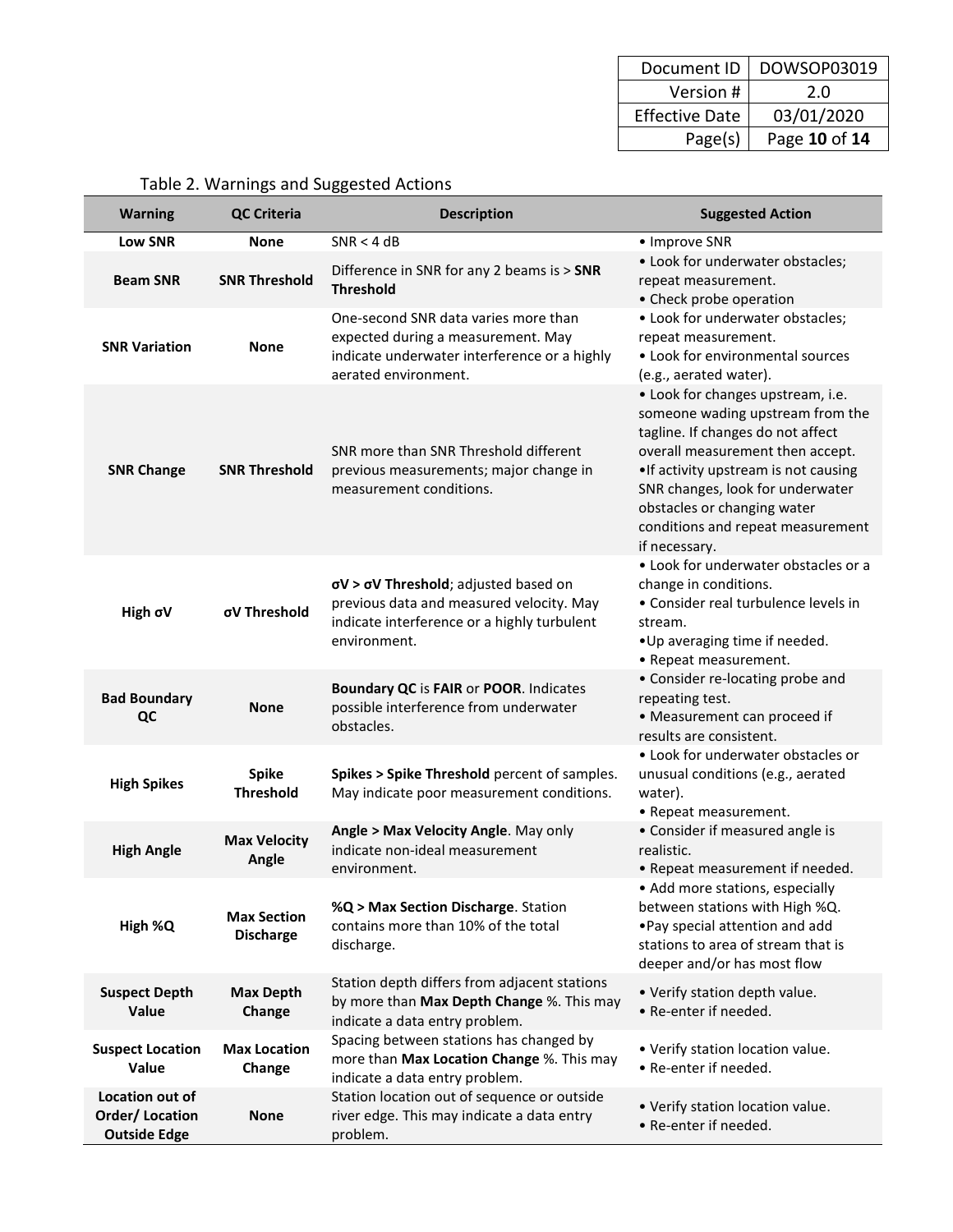Table 2. Warnings and Suggested Actions

| Warning | QC Criteria | Description | Suggested Action |
|---|---|---|---|
| **Low SNR** | **None** | SNR < 4 dB | • Improve SNR |
| **Beam SNR** | **SNR Threshold** | Difference in SNR for any 2 beams is > **SNR Threshold** | • Look for underwater obstacles; repeat measurement. • Check probe operation |
| **SNR Variation** | **None** | One-second SNR data varies more than expected during a measurement. May indicate underwater interference or a highly aerated environment. | • Look for underwater obstacles; repeat measurement. • Look for environmental sources (e.g., aerated water). |
| **SNR Change** | **SNR Threshold** | SNR more than SNR Threshold different previous measurements; major change in measurement conditions. | • Look for changes upstream, i.e. someone wading upstream from the tagline. If changes do not affect overall measurement then accept. •If activity upstream is not causing SNR changes, look for underwater obstacles or changing water conditions and repeat measurement if necessary. |
| **High σV** | **σV Threshold** | **σV > σV Threshold**; adjusted based on previous data and measured velocity. May indicate interference or a highly turbulent environment. | • Look for underwater obstacles or a change in conditions. • Consider real turbulence levels in stream. •Up averaging time if needed. • Repeat measurement. |
| **Bad Boundary QC** | **None** | **Boundary QC** is **FAIR** or **POOR**. Indicates possible interference from underwater obstacles. | • Consider re-locating probe and repeating test. • Measurement can proceed if results are consistent. |
| **High Spikes** | **Spike Threshold** | **Spikes > Spike Threshold** percent of samples. May indicate poor measurement conditions. | • Look for underwater obstacles or unusual conditions (e.g., aerated water). • Repeat measurement. |
| **High Angle** | **Max Velocity Angle** | **Angle > Max Velocity Angle**. May only indicate non-ideal measurement environment. | • Consider if measured angle is realistic. • Repeat measurement if needed. |
| **High %Q** | **Max Section Discharge** | **%Q > Max Section Discharge**. Station contains more than 10% of the total discharge. | • Add more stations, especially between stations with High %Q. •Pay special attention and add stations to area of stream that is deeper and/or has most flow |
| **Suspect Depth Value** | **Max Depth Change** | Station depth differs from adjacent stations by more than **Max Depth Change** %. This may indicate a data entry problem. | • Verify station depth value. • Re-enter if needed. |
| **Suspect Location Value** | **Max Location Change** | Spacing between stations has changed by more than **Max Location Change** %. This may indicate a data entry problem. | • Verify station location value. • Re-enter if needed. |
| **Location out of Order/ Location Outside Edge** | **None** | Station location out of sequence or outside river edge. This may indicate a data entry problem. | • Verify station location value. • Re-enter if needed. |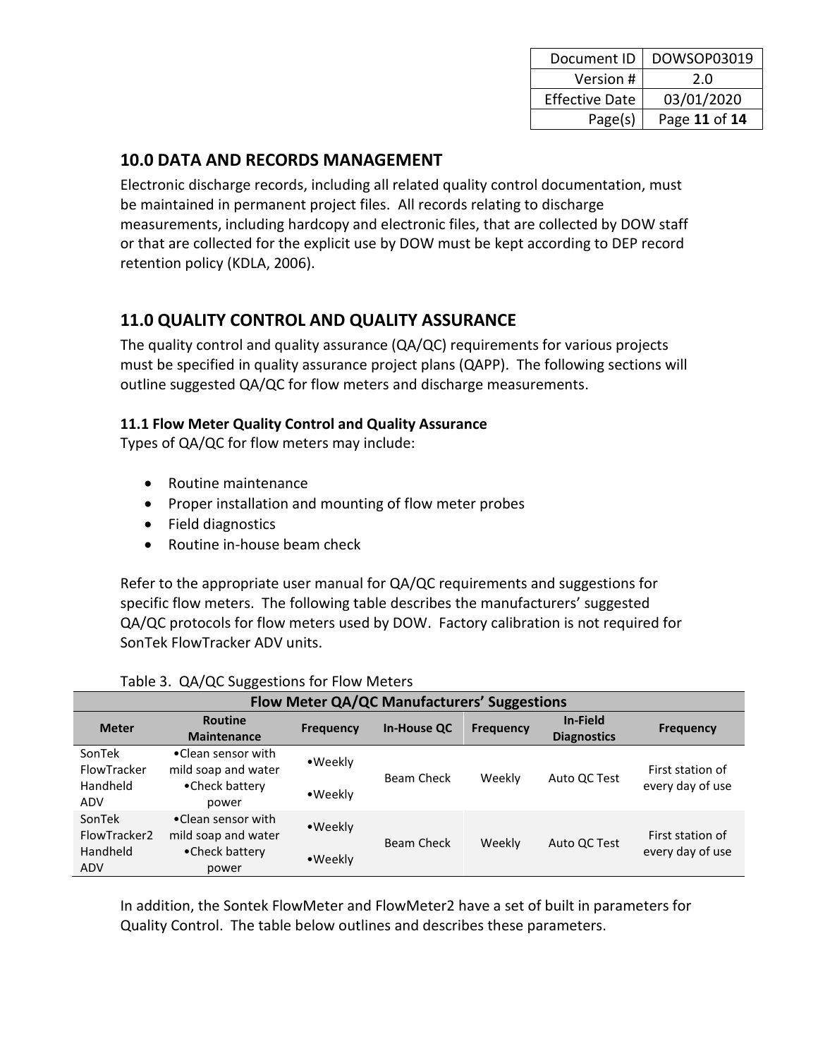## 10.0 DATA AND RECORDS MANAGEMENT

Electronic discharge records, including all related quality control documentation, must be maintained in permanent project files. All records relating to discharge measurements, including hardcopy and electronic files, that are collected by DOW staff or that are collected for the explicit use by DOW must be kept according to DEP record retention policy (KDLA, 2006).

## 11.0 QUALITY CONTROL AND QUALITY ASSURANCE

The quality control and quality assurance (QA/QC) requirements for various projects must be specified in quality assurance project plans (QAPP). The following sections will outline suggested QA/QC for flow meters and discharge measurements.

### 11.1 Flow Meter Quality Control and Quality Assurance

Types of QA/QC for flow meters may include:

- Routine maintenance
- Proper installation and mounting of flow meter probes
- Field diagnostics
- Routine in-house beam check

Refer to the appropriate user manual for QA/QC requirements and suggestions for specific flow meters. The following table describes the manufacturers' suggested QA/QC protocols for flow meters used by DOW. Factory calibration is not required for SonTek FlowTracker ADV units.

Table 3. QA/QC Suggestions for Flow Meters

| Flow Meter QA/QC Manufacturers' Suggestions | | | | | | |
|---|---|---|---|---|---|---|
| **Meter** | **Routine Maintenance** | **Frequency** | **In-House QC** | **Frequency** | **In-Field Diagnostics** | **Frequency** |
| SonTek FlowTracker Handheld ADV | •Clean sensor with mild soap and water<br>•Check battery power | •Weekly<br>•Weekly | Beam Check | Weekly | Auto QC Test | First station of every day of use |
| SonTek FlowTracker2 Handheld ADV | •Clean sensor with mild soap and water<br>•Check battery power | •Weekly<br>•Weekly | Beam Check | Weekly | Auto QC Test | First station of every day of use |

In addition, the Sontek FlowMeter and FlowMeter2 have a set of built in parameters for Quality Control. The table below outlines and describes these parameters.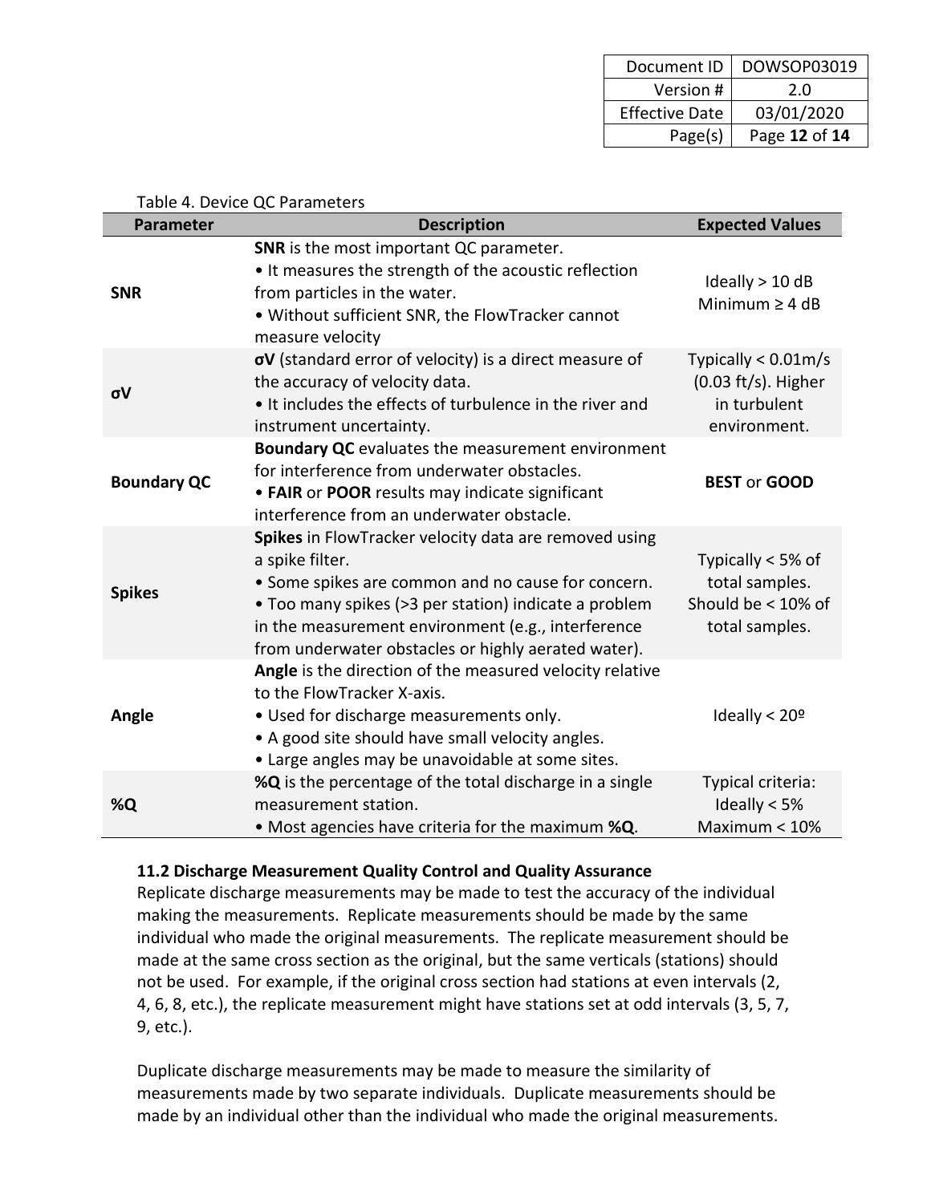Table 4. Device QC Parameters

| Parameter | Description | Expected Values |
|---|---|---|
| **SNR** | **SNR** is the most important QC parameter. • It measures the strength of the acoustic reflection from particles in the water. • Without sufficient SNR, the FlowTracker cannot measure velocity | Ideally > 10 dB Minimum ≥ 4 dB |
| **σV** | **σV** (standard error of velocity) is a direct measure of the accuracy of velocity data. • It includes the effects of turbulence in the river and instrument uncertainty. | Typically < 0.01m/s (0.03 ft/s). Higher in turbulent environment. |
| **Boundary QC** | **Boundary QC** evaluates the measurement environment for interference from underwater obstacles. • **FAIR** or **POOR** results may indicate significant interference from an underwater obstacle. | **BEST** or **GOOD** |
| **Spikes** | **Spikes** in FlowTracker velocity data are removed using a spike filter. • Some spikes are common and no cause for concern. • Too many spikes (>3 per station) indicate a problem in the measurement environment (e.g., interference from underwater obstacles or highly aerated water). | Typically < 5% of total samples. Should be < 10% of total samples. |
| **Angle** | **Angle** is the direction of the measured velocity relative to the FlowTracker X-axis. • Used for discharge measurements only. • A good site should have small velocity angles. • Large angles may be unavoidable at some sites. | Ideally < 20º |
| **%Q** | **%Q** is the percentage of the total discharge in a single measurement station. • Most agencies have criteria for the maximum **%Q**. | Typical criteria: Ideally < 5% Maximum < 10% |

### 11.2 Discharge Measurement Quality Control and Quality Assurance

Replicate discharge measurements may be made to test the accuracy of the individual making the measurements. Replicate measurements should be made by the same individual who made the original measurements. The replicate measurement should be made at the same cross section as the original, but the same verticals (stations) should not be used. For example, if the original cross section had stations at even intervals (2, 4, 6, 8, etc.), the replicate measurement might have stations set at odd intervals (3, 5, 7, 9, etc.).

Duplicate discharge measurements may be made to measure the similarity of measurements made by two separate individuals. Duplicate measurements should be made by an individual other than the individual who made the original measurements.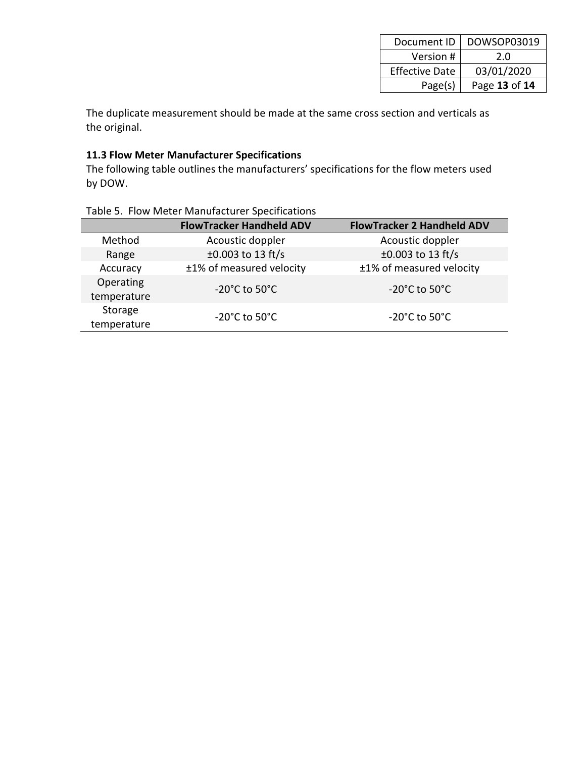The duplicate measurement should be made at the same cross section and verticals as the original.

### 11.3 Flow Meter Manufacturer Specifications

The following table outlines the manufacturers' specifications for the flow meters used by DOW.

Table 5. Flow Meter Manufacturer Specifications

| | FlowTracker Handheld ADV | FlowTracker 2 Handheld ADV |
|---|---|---|
| Method | Acoustic doppler | Acoustic doppler |
| Range | ±0.003 to 13 ft/s | ±0.003 to 13 ft/s |
| Accuracy | ±1% of measured velocity | ±1% of measured velocity |
| Operating temperature | -20°C to 50°C | -20°C to 50°C |
| Storage temperature | -20°C to 50°C | -20°C to 50°C |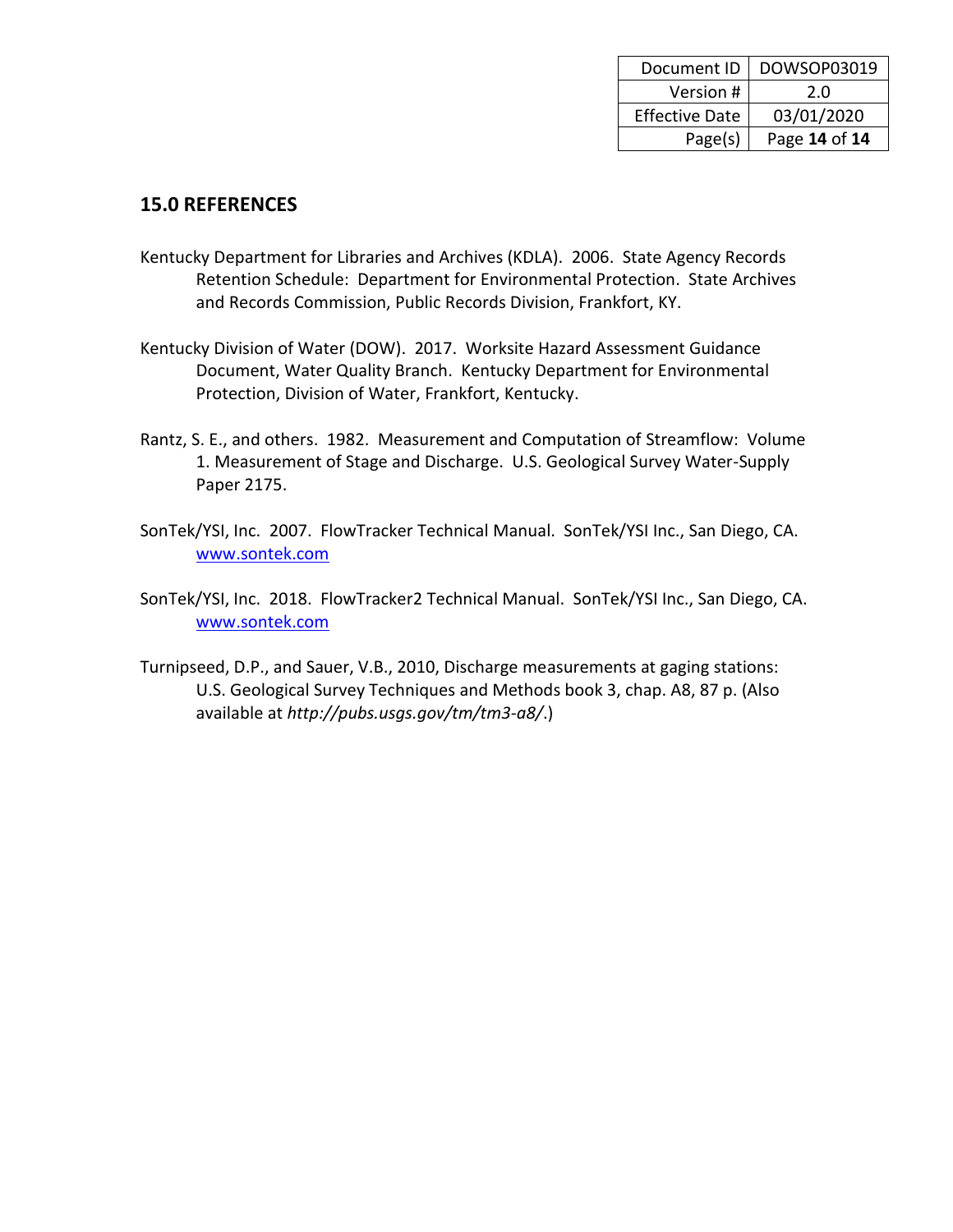## 15.0 REFERENCES

Kentucky Department for Libraries and Archives (KDLA). 2006. State Agency Records Retention Schedule: Department for Environmental Protection. State Archives and Records Commission, Public Records Division, Frankfort, KY.

Kentucky Division of Water (DOW). 2017. Worksite Hazard Assessment Guidance Document, Water Quality Branch. Kentucky Department for Environmental Protection, Division of Water, Frankfort, Kentucky.

Rantz, S. E., and others. 1982. Measurement and Computation of Streamflow: Volume 1. Measurement of Stage and Discharge. U.S. Geological Survey Water-Supply Paper 2175.

SonTek/YSI, Inc. 2007. FlowTracker Technical Manual. SonTek/YSI Inc., San Diego, CA. www.sontek.com

SonTek/YSI, Inc. 2018. FlowTracker2 Technical Manual. SonTek/YSI Inc., San Diego, CA. www.sontek.com

Turnipseed, D.P., and Sauer, V.B., 2010, Discharge measurements at gaging stations: U.S. Geological Survey Techniques and Methods book 3, chap. A8, 87 p. (Also available at *http://pubs.usgs.gov/tm/tm3-a8/*.)